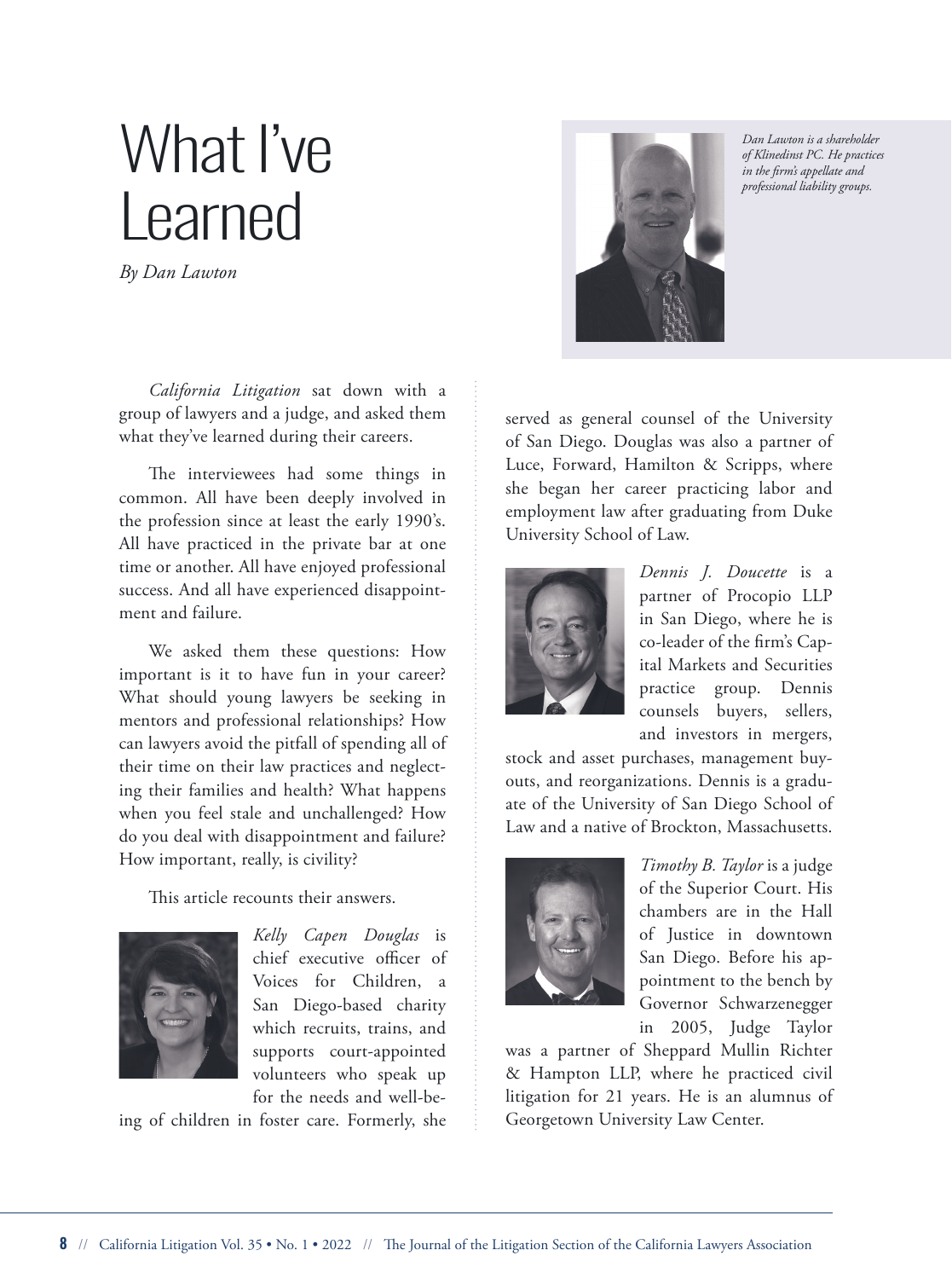# What I've Learned

*By Dan Lawton*

*Dan Lawton is a shareholder of Klinedinst PC. He practices in the firm's appellate and professional liability groups.*

*California Litigation* sat down with a group of lawyers and a judge, and asked them what they've learned during their careers.

The interviewees had some things in common. All have been deeply involved in the profession since at least the early 1990's. All have practiced in the private bar at one time or another. All have enjoyed professional success. And all have experienced disappointment and failure.

We asked them these questions: How important is it to have fun in your career? What should young lawyers be seeking in mentors and professional relationships? How can lawyers avoid the pitfall of spending all of their time on their law practices and neglecting their families and health? What happens when you feel stale and unchallenged? How do you deal with disappointment and failure? How important, really, is civility?

This article recounts their answers.

*Kelly Capen Douglas* is chief executive officer of Voices for Children, a San Diego-based charity which recruits, trains, and supports court-appointed volunteers who speak up for the needs and well-being of children in foster care. Formerly, she served as general counsel of the University of San Diego. Douglas was also a partner of Luce, Forward, Hamilton & Scripps, where she began her career practicing labor and employment law after graduating from Duke University School of Law.

*Dennis J. Doucette* is a partner of Procopio LLP in San Diego, where he is co-leader of the firm's Capital Markets and Securities practice group. Dennis counsels buyers, sellers, and investors in mergers, stock and asset purchases, management buyouts, and reorganizations. Dennis is a graduate of the University of San Diego School of Law and a native of Brockton, Massachusetts.

*Timothy B. Taylor* is a judge of the Superior Court. His chambers are in the Hall of Justice in downtown San Diego. Before his appointment to the bench by Governor Schwarzenegger in 2005, Judge Taylor was a partner of Sheppard Mullin Richter & Hampton LLP, where he practiced civil litigation for 21 years. He is an alumnus of Georgetown University Law Center.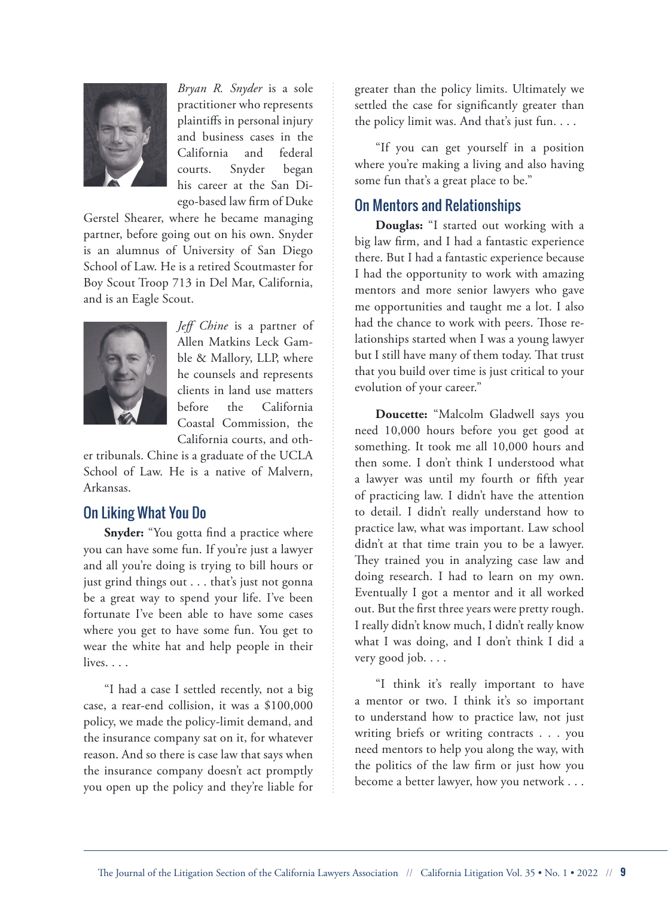*Bryan R. Snyder* is a sole practitioner who represents plaintiffs in personal injury and business cases in the California and federal courts. Snyder began his career at the San Diego-based law firm of Duke Gerstel Shearer, where he became managing partner, before going out on his own. Snyder is an alumnus of University of San Diego School of Law. He is a retired Scoutmaster for Boy Scout Troop 713 in Del Mar, California, and is an Eagle Scout.

*Jeff Chine* is a partner of Allen Matkins Leck Gamble & Mallory, LLP, where he counsels and represents clients in land use matters before the California Coastal Commission, the California courts, and other tribunals. Chine is a graduate of the UCLA School of Law. He is a native of Malvern, Arkansas.

## On Liking What You Do

**Snyder:** "You gotta find a practice where you can have some fun. If you're just a lawyer and all you're doing is trying to bill hours or just grind things out . . . that's just not gonna be a great way to spend your life. I've been fortunate I've been able to have some cases where you get to have some fun. You get to wear the white hat and help people in their lives. . . .

"I had a case I settled recently, not a big case, a rear-end collision, it was a $100,000 policy, we made the policy-limit demand, and the insurance company sat on it, for whatever reason. And so there is case law that says when the insurance company doesn't act promptly you open up the policy and they're liable for greater than the policy limits. Ultimately we settled the case for significantly greater than the policy limit was. And that's just fun. . . .

"If you can get yourself in a position where you're making a living and also having some fun that's a great place to be."

## On Mentors and Relationships

**Douglas:** "I started out working with a big law firm, and I had a fantastic experience there. But I had a fantastic experience because I had the opportunity to work with amazing mentors and more senior lawyers who gave me opportunities and taught me a lot. I also had the chance to work with peers. Those relationships started when I was a young lawyer but I still have many of them today. That trust that you build over time is just critical to your evolution of your career."

**Doucette:** "Malcolm Gladwell says you need 10,000 hours before you get good at something. It took me all 10,000 hours and then some. I don't think I understood what a lawyer was until my fourth or fifth year of practicing law. I didn't have the attention to detail. I didn't really understand how to practice law, what was important. Law school didn't at that time train you to be a lawyer. They trained you in analyzing case law and doing research. I had to learn on my own. Eventually I got a mentor and it all worked out. But the first three years were pretty rough. I really didn't know much, I didn't really know what I was doing, and I don't think I did a very good job. . . .

"I think it's really important to have a mentor or two. I think it's so important to understand how to practice law, not just writing briefs or writing contracts . . . you need mentors to help you along the way, with the politics of the law firm or just how you become a better lawyer, how you network . . .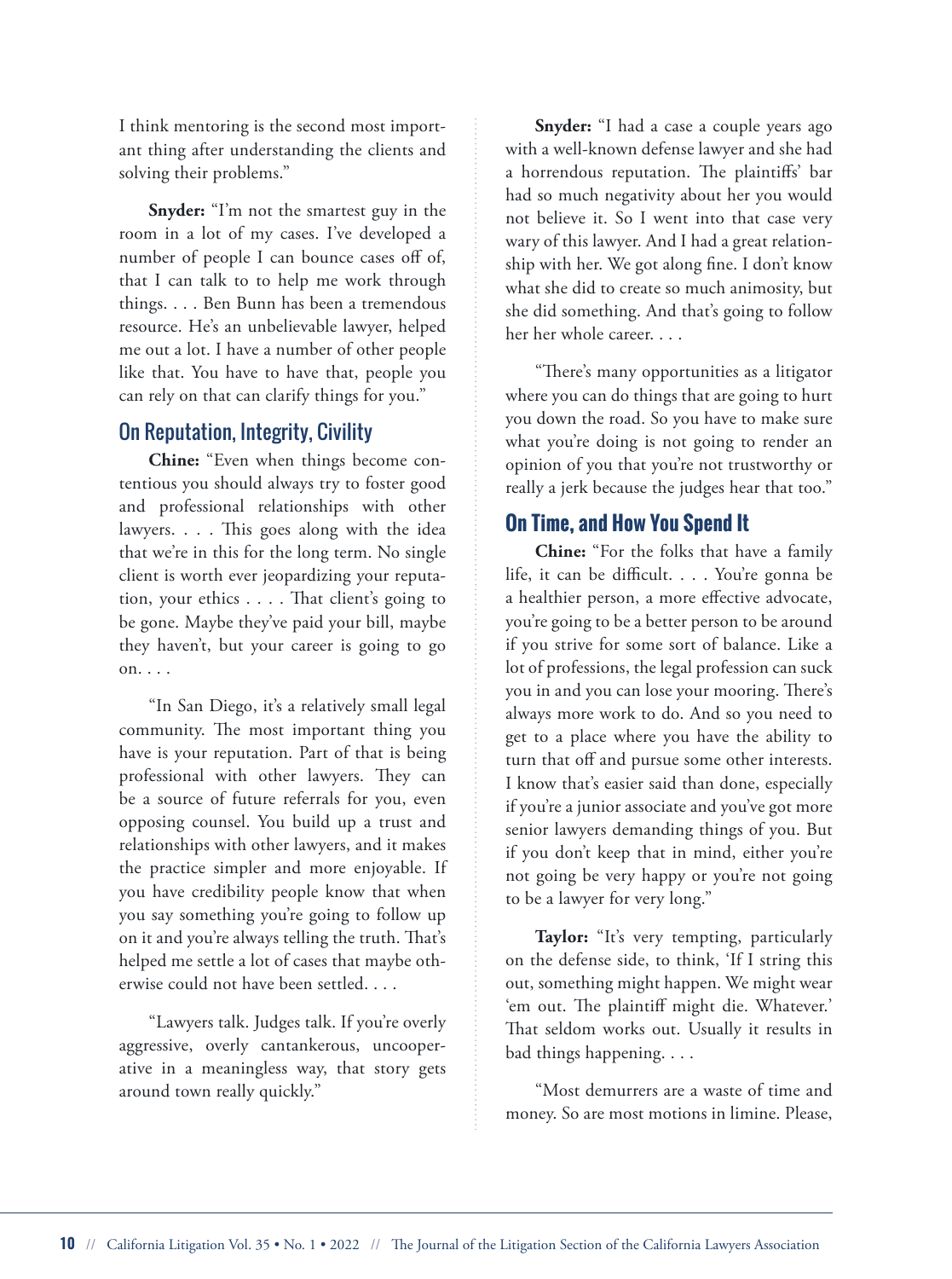I think mentoring is the second most important thing after understanding the clients and solving their problems."

**Snyder:** "I'm not the smartest guy in the room in a lot of my cases. I've developed a number of people I can bounce cases off of, that I can talk to to help me work through things. . . . Ben Bunn has been a tremendous resource. He's an unbelievable lawyer, helped me out a lot. I have a number of other people like that. You have to have that, people you can rely on that can clarify things for you."

## On Reputation, Integrity, Civility

**Chine:** "Even when things become contentious you should always try to foster good and professional relationships with other lawyers. . . . This goes along with the idea that we're in this for the long term. No single client is worth ever jeopardizing your reputation, your ethics . . . . That client's going to be gone. Maybe they've paid your bill, maybe they haven't, but your career is going to go on. . . .

"In San Diego, it's a relatively small legal community. The most important thing you have is your reputation. Part of that is being professional with other lawyers. They can be a source of future referrals for you, even opposing counsel. You build up a trust and relationships with other lawyers, and it makes the practice simpler and more enjoyable. If you have credibility people know that when you say something you're going to follow up on it and you're always telling the truth. That's helped me settle a lot of cases that maybe otherwise could not have been settled. . . .

"Lawyers talk. Judges talk. If you're overly aggressive, overly cantankerous, uncooperative in a meaningless way, that story gets around town really quickly."

**Snyder:** "I had a case a couple years ago with a well-known defense lawyer and she had a horrendous reputation. The plaintiffs' bar had so much negativity about her you would not believe it. So I went into that case very wary of this lawyer. And I had a great relationship with her. We got along fine. I don't know what she did to create so much animosity, but she did something. And that's going to follow her her whole career. . . .

"There's many opportunities as a litigator where you can do things that are going to hurt you down the road. So you have to make sure what you're doing is not going to render an opinion of you that you're not trustworthy or really a jerk because the judges hear that too."

## On Time, and How You Spend It

**Chine:** "For the folks that have a family life, it can be difficult. . . . You're gonna be a healthier person, a more effective advocate, you're going to be a better person to be around if you strive for some sort of balance. Like a lot of professions, the legal profession can suck you in and you can lose your mooring. There's always more work to do. And so you need to get to a place where you have the ability to turn that off and pursue some other interests. I know that's easier said than done, especially if you're a junior associate and you've got more senior lawyers demanding things of you. But if you don't keep that in mind, either you're not going be very happy or you're not going to be a lawyer for very long."

**Taylor:** "It's very tempting, particularly on the defense side, to think, 'If I string this out, something might happen. We might wear 'em out. The plaintiff might die. Whatever.' That seldom works out. Usually it results in bad things happening. . . .

"Most demurrers are a waste of time and money. So are most motions in limine. Please,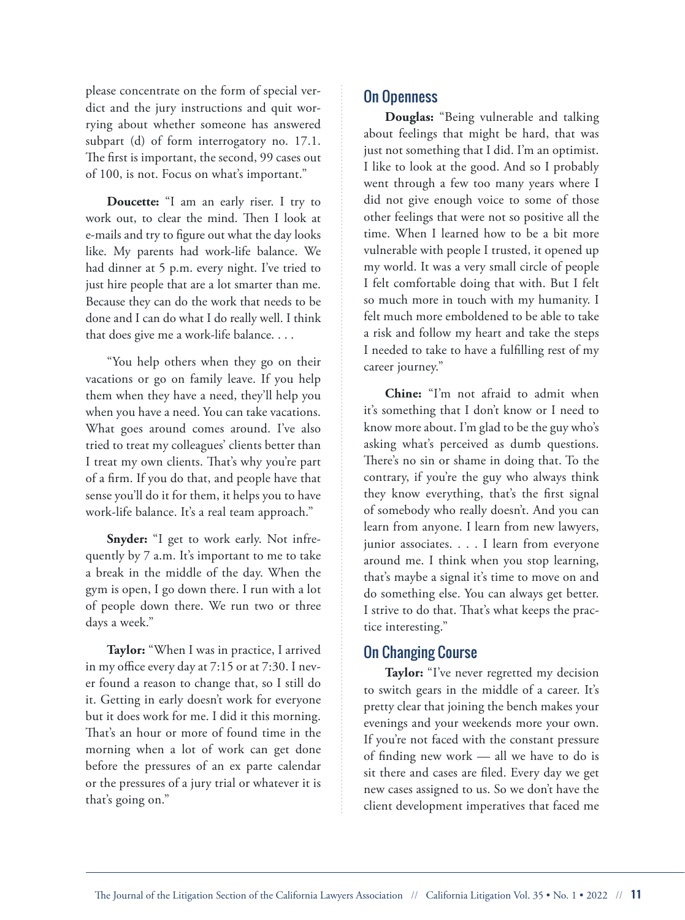please concentrate on the form of special verdict and the jury instructions and quit worrying about whether someone has answered subpart (d) of form interrogatory no. 17.1. The first is important, the second, 99 cases out of 100, is not. Focus on what's important."

**Doucette:** "I am an early riser. I try to work out, to clear the mind. Then I look at e-mails and try to figure out what the day looks like. My parents had work-life balance. We had dinner at 5 p.m. every night. I've tried to just hire people that are a lot smarter than me. Because they can do the work that needs to be done and I can do what I do really well. I think that does give me a work-life balance. . . .

"You help others when they go on their vacations or go on family leave. If you help them when they have a need, they'll help you when you have a need. You can take vacations. What goes around comes around. I've also tried to treat my colleagues' clients better than I treat my own clients. That's why you're part of a firm. If you do that, and people have that sense you'll do it for them, it helps you to have work-life balance. It's a real team approach."

**Snyder:** "I get to work early. Not infrequently by 7 a.m. It's important to me to take a break in the middle of the day. When the gym is open, I go down there. I run with a lot of people down there. We run two or three days a week."

**Taylor:** "When I was in practice, I arrived in my office every day at 7:15 or at 7:30. I never found a reason to change that, so I still do it. Getting in early doesn't work for everyone but it does work for me. I did it this morning. That's an hour or more of found time in the morning when a lot of work can get done before the pressures of an ex parte calendar or the pressures of a jury trial or whatever it is that's going on."

## On Openness

**Douglas:** "Being vulnerable and talking about feelings that might be hard, that was just not something that I did. I'm an optimist. I like to look at the good. And so I probably went through a few too many years where I did not give enough voice to some of those other feelings that were not so positive all the time. When I learned how to be a bit more vulnerable with people I trusted, it opened up my world. It was a very small circle of people I felt comfortable doing that with. But I felt so much more in touch with my humanity. I felt much more emboldened to be able to take a risk and follow my heart and take the steps I needed to take to have a fulfilling rest of my career journey."

**Chine:** "I'm not afraid to admit when it's something that I don't know or I need to know more about. I'm glad to be the guy who's asking what's perceived as dumb questions. There's no sin or shame in doing that. To the contrary, if you're the guy who always think they know everything, that's the first signal of somebody who really doesn't. And you can learn from anyone. I learn from new lawyers, junior associates. . . . I learn from everyone around me. I think when you stop learning, that's maybe a signal it's time to move on and do something else. You can always get better. I strive to do that. That's what keeps the practice interesting."

## On Changing Course

**Taylor:** "I've never regretted my decision to switch gears in the middle of a career. It's pretty clear that joining the bench makes your evenings and your weekends more your own. If you're not faced with the constant pressure of finding new work — all we have to do is sit there and cases are filed. Every day we get new cases assigned to us. So we don't have the client development imperatives that faced me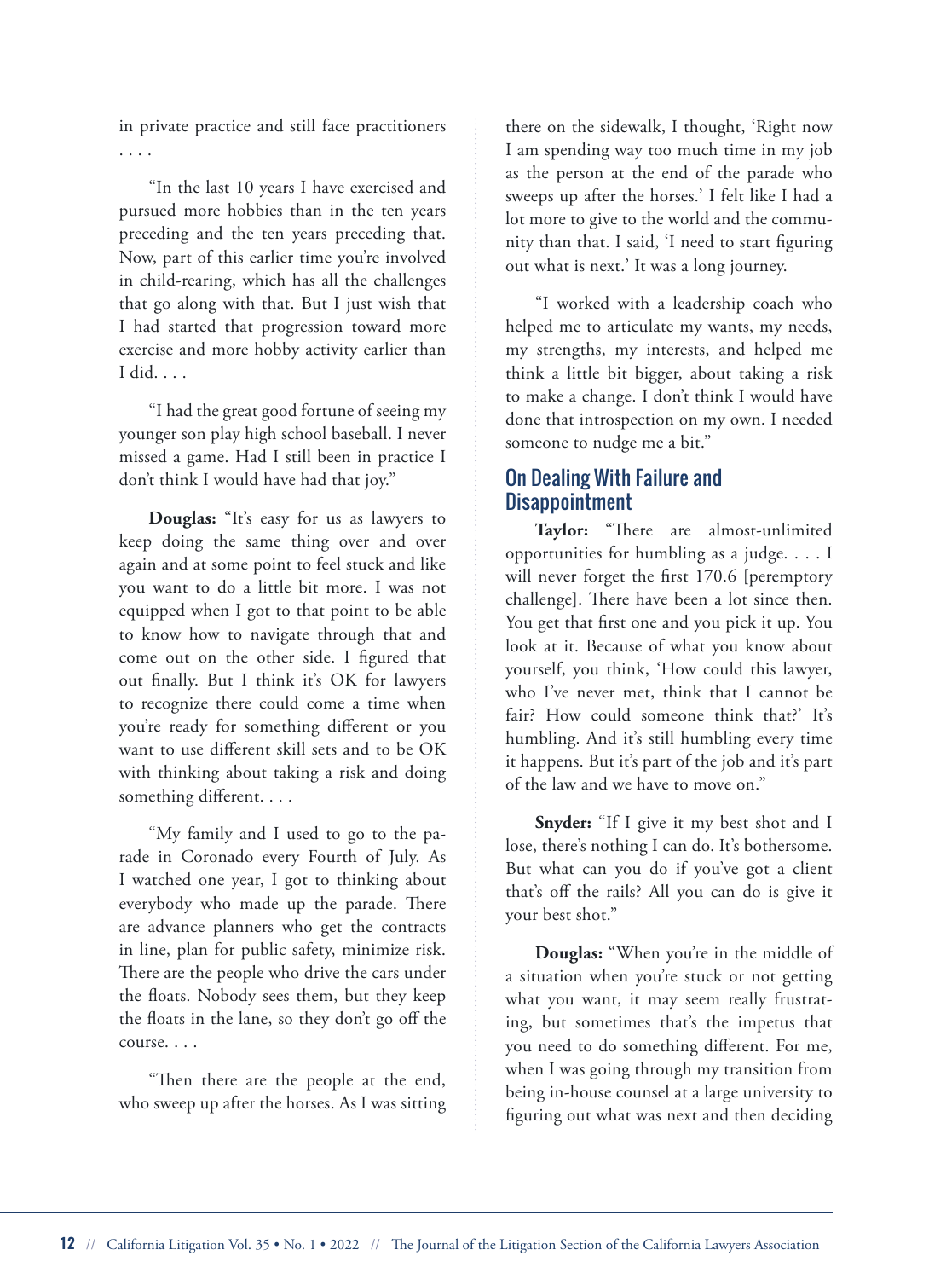in private practice and still face practitioners . . . .

"In the last 10 years I have exercised and pursued more hobbies than in the ten years preceding and the ten years preceding that. Now, part of this earlier time you're involved in child-rearing, which has all the challenges that go along with that. But I just wish that I had started that progression toward more exercise and more hobby activity earlier than I did. . . .

"I had the great good fortune of seeing my younger son play high school baseball. I never missed a game. Had I still been in practice I don't think I would have had that joy."

**Douglas:** "It's easy for us as lawyers to keep doing the same thing over and over again and at some point to feel stuck and like you want to do a little bit more. I was not equipped when I got to that point to be able to know how to navigate through that and come out on the other side. I figured that out finally. But I think it's OK for lawyers to recognize there could come a time when you're ready for something different or you want to use different skill sets and to be OK with thinking about taking a risk and doing something different. . . .

"My family and I used to go to the parade in Coronado every Fourth of July. As I watched one year, I got to thinking about everybody who made up the parade. There are advance planners who get the contracts in line, plan for public safety, minimize risk. There are the people who drive the cars under the floats. Nobody sees them, but they keep the floats in the lane, so they don't go off the course. . . .

"Then there are the people at the end, who sweep up after the horses. As I was sitting there on the sidewalk, I thought, 'Right now I am spending way too much time in my job as the person at the end of the parade who sweeps up after the horses.' I felt like I had a lot more to give to the world and the community than that. I said, 'I need to start figuring out what is next.' It was a long journey.

"I worked with a leadership coach who helped me to articulate my wants, my needs, my strengths, my interests, and helped me think a little bit bigger, about taking a risk to make a change. I don't think I would have done that introspection on my own. I needed someone to nudge me a bit."

## On Dealing With Failure and Disappointment

**Taylor:** "There are almost-unlimited opportunities for humbling as a judge. . . . I will never forget the first 170.6 [peremptory challenge]. There have been a lot since then. You get that first one and you pick it up. You look at it. Because of what you know about yourself, you think, 'How could this lawyer, who I've never met, think that I cannot be fair? How could someone think that?' It's humbling. And it's still humbling every time it happens. But it's part of the job and it's part of the law and we have to move on."

**Snyder:** "If I give it my best shot and I lose, there's nothing I can do. It's bothersome. But what can you do if you've got a client that's off the rails? All you can do is give it your best shot."

**Douglas:** "When you're in the middle of a situation when you're stuck or not getting what you want, it may seem really frustrating, but sometimes that's the impetus that you need to do something different. For me, when I was going through my transition from being in-house counsel at a large university to figuring out what was next and then deciding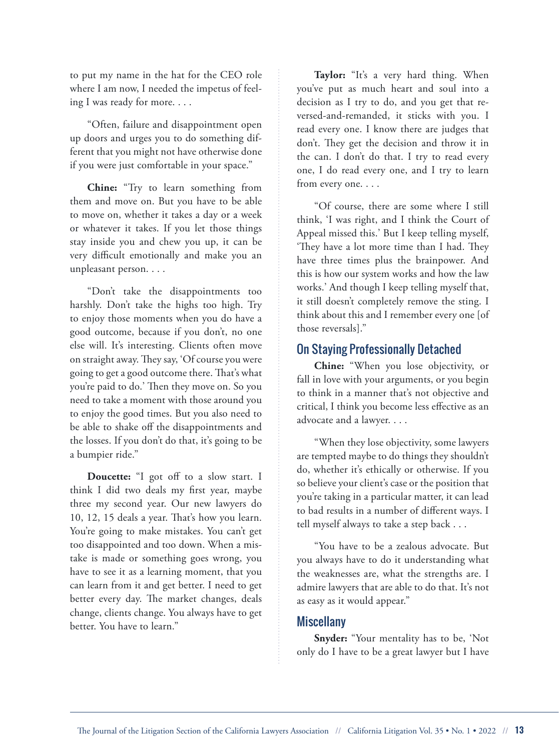to put my name in the hat for the CEO role where I am now, I needed the impetus of feeling I was ready for more. . . .

"Often, failure and disappointment open up doors and urges you to do something different that you might not have otherwise done if you were just comfortable in your space."

**Chine:** "Try to learn something from them and move on. But you have to be able to move on, whether it takes a day or a week or whatever it takes. If you let those things stay inside you and chew you up, it can be very difficult emotionally and make you an unpleasant person. . . .

"Don't take the disappointments too harshly. Don't take the highs too high. Try to enjoy those moments when you do have a good outcome, because if you don't, no one else will. It's interesting. Clients often move on straight away. They say, 'Of course you were going to get a good outcome there. That's what you're paid to do.' Then they move on. So you need to take a moment with those around you to enjoy the good times. But you also need to be able to shake off the disappointments and the losses. If you don't do that, it's going to be a bumpier ride."

**Doucette:** "I got off to a slow start. I think I did two deals my first year, maybe three my second year. Our new lawyers do 10, 12, 15 deals a year. That's how you learn. You're going to make mistakes. You can't get too disappointed and too down. When a mistake is made or something goes wrong, you have to see it as a learning moment, that you can learn from it and get better. I need to get better every day. The market changes, deals change, clients change. You always have to get better. You have to learn."

**Taylor:** "It's a very hard thing. When you've put as much heart and soul into a decision as I try to do, and you get that reversed-and-remanded, it sticks with you. I read every one. I know there are judges that don't. They get the decision and throw it in the can. I don't do that. I try to read every one, I do read every one, and I try to learn from every one. . . .

"Of course, there are some where I still think, 'I was right, and I think the Court of Appeal missed this.' But I keep telling myself, 'They have a lot more time than I had. They have three times plus the brainpower. And this is how our system works and how the law works.' And though I keep telling myself that, it still doesn't completely remove the sting. I think about this and I remember every one [of those reversals]."

## On Staying Professionally Detached

**Chine:** "When you lose objectivity, or fall in love with your arguments, or you begin to think in a manner that's not objective and critical, I think you become less effective as an advocate and a lawyer. . . .

"When they lose objectivity, some lawyers are tempted maybe to do things they shouldn't do, whether it's ethically or otherwise. If you so believe your client's case or the position that you're taking in a particular matter, it can lead to bad results in a number of different ways. I tell myself always to take a step back . . .

"You have to be a zealous advocate. But you always have to do it understanding what the weaknesses are, what the strengths are. I admire lawyers that are able to do that. It's not as easy as it would appear."

## Miscellany

**Snyder:** "Your mentality has to be, 'Not only do I have to be a great lawyer but I have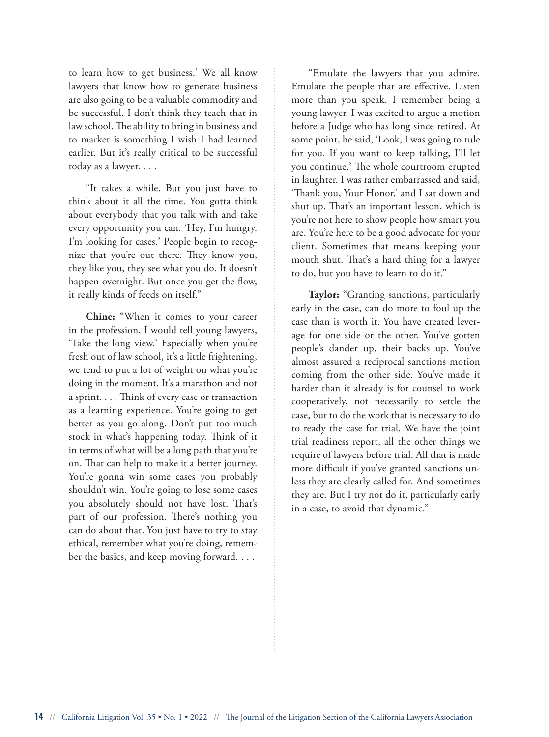to learn how to get business.' We all know lawyers that know how to generate business are also going to be a valuable commodity and be successful. I don't think they teach that in law school. The ability to bring in business and to market is something I wish I had learned earlier. But it's really critical to be successful today as a lawyer. . . .

"It takes a while. But you just have to think about it all the time. You gotta think about everybody that you talk with and take every opportunity you can. 'Hey, I'm hungry. I'm looking for cases.' People begin to recognize that you're out there. They know you, they like you, they see what you do. It doesn't happen overnight. But once you get the flow, it really kinds of feeds on itself."

**Chine:** "When it comes to your career in the profession, I would tell young lawyers, 'Take the long view.' Especially when you're fresh out of law school, it's a little frightening, we tend to put a lot of weight on what you're doing in the moment. It's a marathon and not a sprint. . . . Think of every case or transaction as a learning experience. You're going to get better as you go along. Don't put too much stock in what's happening today. Think of it in terms of what will be a long path that you're on. That can help to make it a better journey. You're gonna win some cases you probably shouldn't win. You're going to lose some cases you absolutely should not have lost. That's part of our profession. There's nothing you can do about that. You just have to try to stay ethical, remember what you're doing, remember the basics, and keep moving forward. . . .

"Emulate the lawyers that you admire. Emulate the people that are effective. Listen more than you speak. I remember being a young lawyer. I was excited to argue a motion before a Judge who has long since retired. At some point, he said, 'Look, I was going to rule for you. If you want to keep talking, I'll let you continue.' The whole courtroom erupted in laughter. I was rather embarrassed and said, 'Thank you, Your Honor,' and I sat down and shut up. That's an important lesson, which is you're not here to show people how smart you are. You're here to be a good advocate for your client. Sometimes that means keeping your mouth shut. That's a hard thing for a lawyer to do, but you have to learn to do it."

**Taylor:** "Granting sanctions, particularly early in the case, can do more to foul up the case than is worth it. You have created leverage for one side or the other. You've gotten people's dander up, their backs up. You've almost assured a reciprocal sanctions motion coming from the other side. You've made it harder than it already is for counsel to work cooperatively, not necessarily to settle the case, but to do the work that is necessary to do to ready the case for trial. We have the joint trial readiness report, all the other things we require of lawyers before trial. All that is made more difficult if you've granted sanctions unless they are clearly called for. And sometimes they are. But I try not do it, particularly early in a case, to avoid that dynamic."